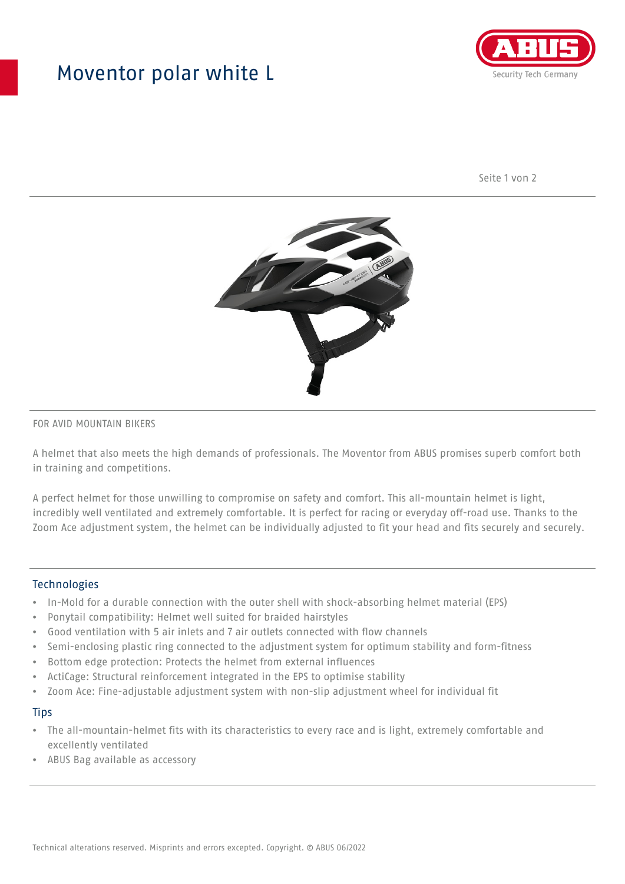# Moventor polar white L

FOR AVID MOUNTAIN BIKERS

A helmet that also meets the high demands of professionals. The Moventor from ABUS promises superb comfort both in training and competitions.

A perfect helmet for those unwilling to compromise on safety and comfort. This all-mountain helmet is light, incredibly well ventilated and extremely comfortable. It is perfect for racing or everyday off-road use. Thanks to the Zoom Ace adjustment system, the helmet can be individually adjusted to fit your head and fits securely and securely.

## Technologies

- In-Mold for a durable connection with the outer shell with shock-absorbing helmet material (EPS)
- Ponytail compatibility: Helmet well suited for braided hairstyles
- Good ventilation with 5 air inlets and 7 air outlets connected with flow channels
- Semi-enclosing plastic ring connected to the adjustment system for optimum stability and form-fitness
- Bottom edge protection: Protects the helmet from external influences
- ActiCage: Structural reinforcement integrated in the EPS to optimise stability
- Zoom Ace: Fine-adjustable adjustment system with non-slip adjustment wheel for individual fit

## Tips

- The all-mountain-helmet fits with its characteristics to every race and is light, extremely comfortable and excellently ventilated
- ABUS Bag available as accessory

Technical alterations reserved. Misprints and errors excepted. Copyright. © ABUS 06/2022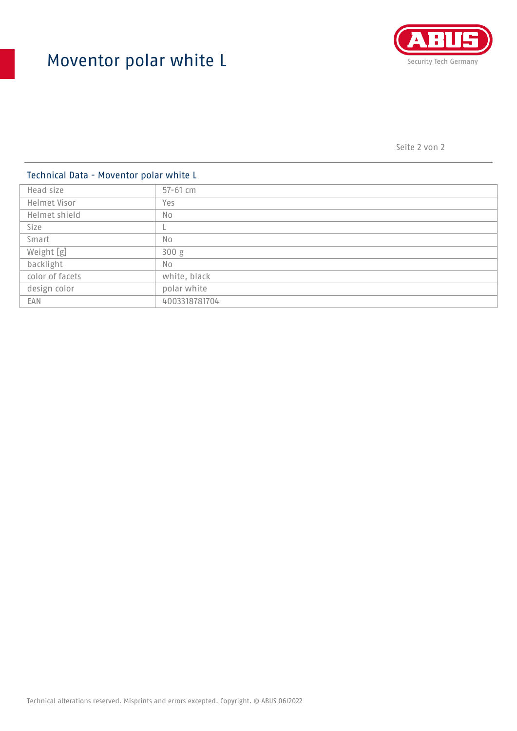# Moventor polar white L

## Technical Data - Moventor polar white L

| | |
|---|---|
| Head size | 57-61 cm |
| Helmet Visor | Yes |
| Helmet shield | No |
| Size | L |
| Smart | No |
| Weight [g] | 300 g |
| backlight | No |
| color of facets | white, black |
| design color | polar white |
| EAN | 4003318781704 |

Technical alterations reserved. Misprints and errors excepted. Copyright. © ABUS 06/2022